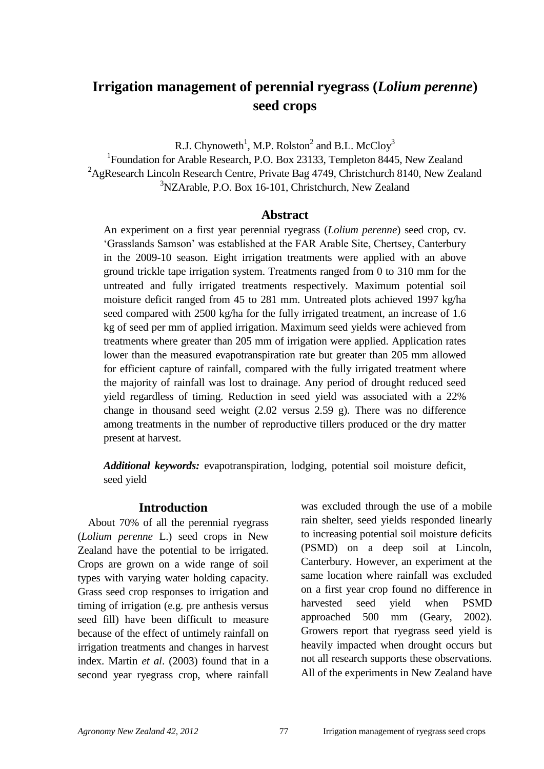# Irrigation management of perennial ryegrass (*Lolium perenne*) seed crops

R.J. Chynoweth[1], M.P. Rolston[2] and B.L. McCloy[3]

[1]Foundation for Arable Research, P.O. Box 23133, Templeton 8445, New Zealand
[2]AgResearch Lincoln Research Centre, Private Bag 4749, Christchurch 8140, New Zealand
[3]NZArable, P.O. Box 16-101, Christchurch, New Zealand

## Abstract

An experiment on a first year perennial ryegrass (*Lolium perenne*) seed crop, cv. 'Grasslands Samson' was established at the FAR Arable Site, Chertsey, Canterbury in the 2009-10 season. Eight irrigation treatments were applied with an above ground trickle tape irrigation system. Treatments ranged from 0 to 310 mm for the untreated and fully irrigated treatments respectively. Maximum potential soil moisture deficit ranged from 45 to 281 mm. Untreated plots achieved 1997 kg/ha seed compared with 2500 kg/ha for the fully irrigated treatment, an increase of 1.6 kg of seed per mm of applied irrigation. Maximum seed yields were achieved from treatments where greater than 205 mm of irrigation were applied. Application rates lower than the measured evapotranspiration rate but greater than 205 mm allowed for efficient capture of rainfall, compared with the fully irrigated treatment where the majority of rainfall was lost to drainage. Any period of drought reduced seed yield regardless of timing. Reduction in seed yield was associated with a 22% change in thousand seed weight (2.02 versus 2.59 g). There was no difference among treatments in the number of reproductive tillers produced or the dry matter present at harvest.

***Additional keywords:*** evapotranspiration, lodging, potential soil moisture deficit, seed yield

## Introduction

About 70% of all the perennial ryegrass (*Lolium perenne* L.) seed crops in New Zealand have the potential to be irrigated. Crops are grown on a wide range of soil types with varying water holding capacity. Grass seed crop responses to irrigation and timing of irrigation (e.g. pre anthesis versus seed fill) have been difficult to measure because of the effect of untimely rainfall on irrigation treatments and changes in harvest index. Martin *et al*. (2003) found that in a second year ryegrass crop, where rainfall was excluded through the use of a mobile rain shelter, seed yields responded linearly to increasing potential soil moisture deficits (PSMD) on a deep soil at Lincoln, Canterbury. However, an experiment at the same location where rainfall was excluded on a first year crop found no difference in harvested seed yield when PSMD approached 500 mm (Geary, 2002). Growers report that ryegrass seed yield is heavily impacted when drought occurs but not all research supports these observations. All of the experiments in New Zealand have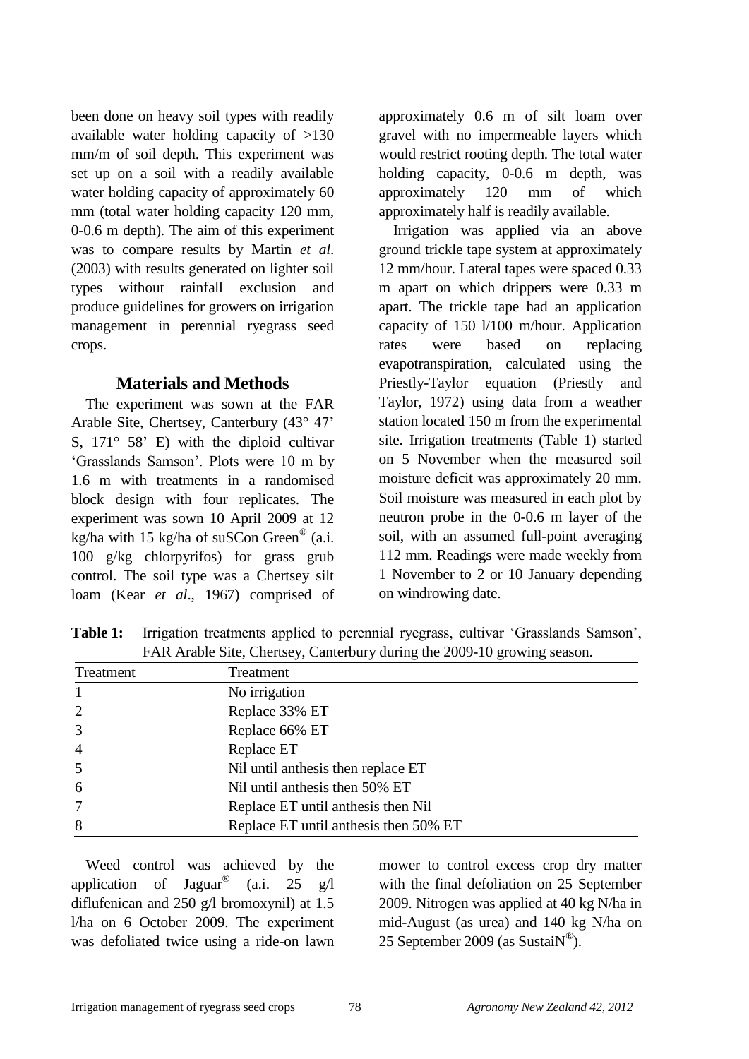been done on heavy soil types with readily available water holding capacity of >130 mm/m of soil depth. This experiment was set up on a soil with a readily available water holding capacity of approximately 60 mm (total water holding capacity 120 mm, 0-0.6 m depth). The aim of this experiment was to compare results by Martin *et al*. (2003) with results generated on lighter soil types without rainfall exclusion and produce guidelines for growers on irrigation management in perennial ryegrass seed crops.

## Materials and Methods

The experiment was sown at the FAR Arable Site, Chertsey, Canterbury (43° 47' S, 171° 58' E) with the diploid cultivar 'Grasslands Samson'. Plots were 10 m by 1.6 m with treatments in a randomised block design with four replicates. The experiment was sown 10 April 2009 at 12 kg/ha with 15 kg/ha of suSCon Green® (a.i. 100 g/kg chlorpyrifos) for grass grub control. The soil type was a Chertsey silt loam (Kear *et al*., 1967) comprised of approximately 0.6 m of silt loam over gravel with no impermeable layers which would restrict rooting depth. The total water holding capacity, 0-0.6 m depth, was approximately 120 mm of which approximately half is readily available.

Irrigation was applied via an above ground trickle tape system at approximately 12 mm/hour. Lateral tapes were spaced 0.33 m apart on which drippers were 0.33 m apart. The trickle tape had an application capacity of 150 l/100 m/hour. Application rates were based on replacing evapotranspiration, calculated using the Priestly-Taylor equation (Priestly and Taylor, 1972) using data from a weather station located 150 m from the experimental site. Irrigation treatments (Table 1) started on 5 November when the measured soil moisture deficit was approximately 20 mm. Soil moisture was measured in each plot by neutron probe in the 0-0.6 m layer of the soil, with an assumed full-point averaging 112 mm. Readings were made weekly from 1 November to 2 or 10 January depending on windrowing date.

**Table 1:** Irrigation treatments applied to perennial ryegrass, cultivar 'Grasslands Samson', FAR Arable Site, Chertsey, Canterbury during the 2009-10 growing season.

| Treatment | Treatment |
|---|---|
| 1 | No irrigation |
| 2 | Replace 33% ET |
| 3 | Replace 66% ET |
| 4 | Replace ET |
| 5 | Nil until anthesis then replace ET |
| 6 | Nil until anthesis then 50% ET |
| 7 | Replace ET until anthesis then Nil |
| 8 | Replace ET until anthesis then 50% ET |

Weed control was achieved by the application of Jaguar® (a.i. 25 g/l diflufenican and 250 g/l bromoxynil) at 1.5 l/ha on 6 October 2009. The experiment was defoliated twice using a ride-on lawn mower to control excess crop dry matter with the final defoliation on 25 September 2009. Nitrogen was applied at 40 kg N/ha in mid-August (as urea) and 140 kg N/ha on 25 September 2009 (as SustaiN®).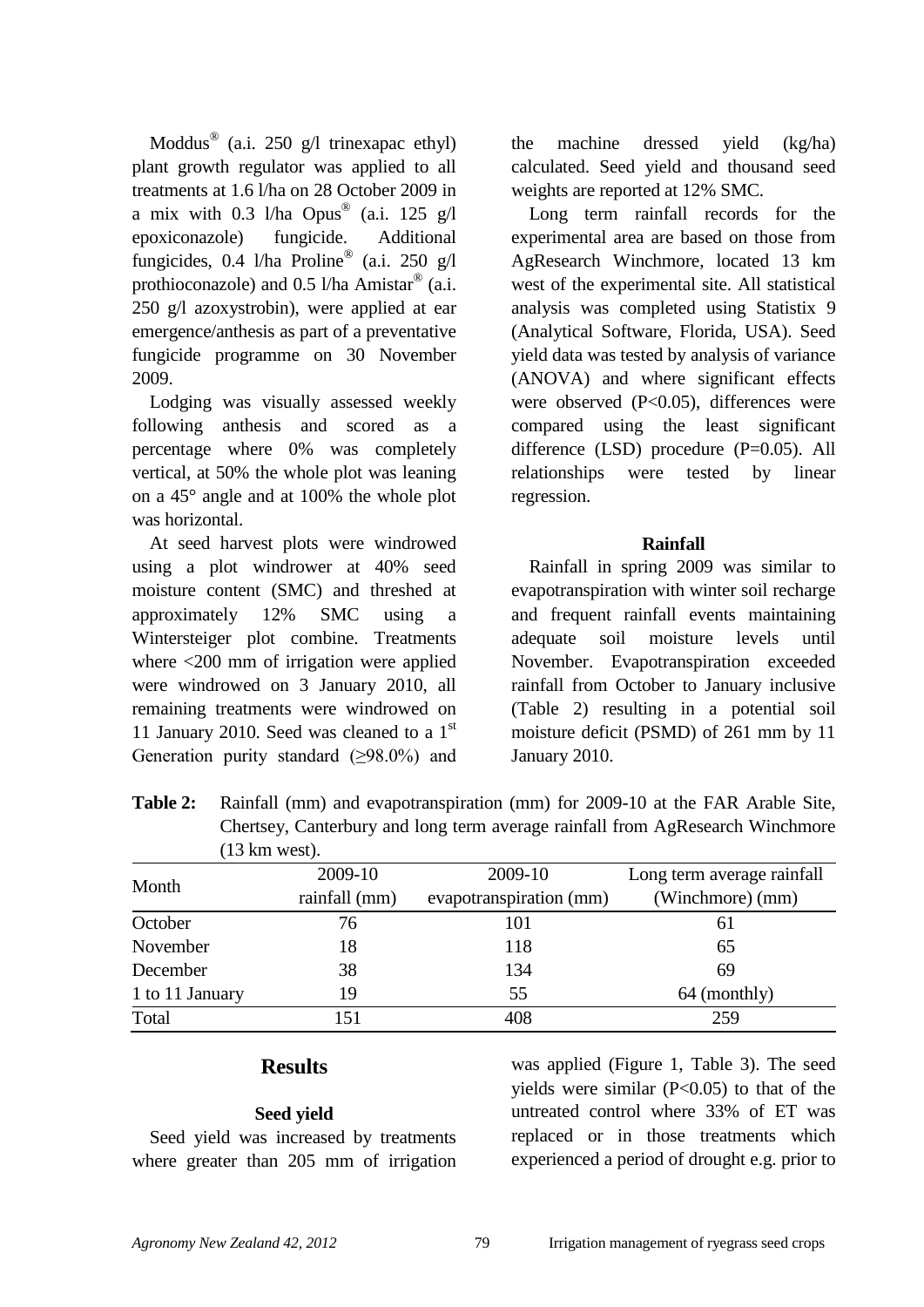Moddus® (a.i. 250 g/l trinexapac ethyl) plant growth regulator was applied to all treatments at 1.6 l/ha on 28 October 2009 in a mix with 0.3 l/ha Opus® (a.i. 125 g/l epoxiconazole) fungicide. Additional fungicides, 0.4 l/ha Proline® (a.i. 250 g/l prothioconazole) and 0.5 l/ha Amistar® (a.i. 250 g/l azoxystrobin), were applied at ear emergence/anthesis as part of a preventative fungicide programme on 30 November 2009.

Lodging was visually assessed weekly following anthesis and scored as a percentage where 0% was completely vertical, at 50% the whole plot was leaning on a 45° angle and at 100% the whole plot was horizontal.

At seed harvest plots were windrowed using a plot windrower at 40% seed moisture content (SMC) and threshed at approximately 12% SMC using a Wintersteiger plot combine. Treatments where <200 mm of irrigation were applied were windrowed on 3 January 2010, all remaining treatments were windrowed on 11 January 2010. Seed was cleaned to a 1st Generation purity standard (≥98.0%) and the machine dressed yield (kg/ha) calculated. Seed yield and thousand seed weights are reported at 12% SMC.

Long term rainfall records for the experimental area are based on those from AgResearch Winchmore, located 13 km west of the experimental site. All statistical analysis was completed using Statistix 9 (Analytical Software, Florida, USA). Seed yield data was tested by analysis of variance (ANOVA) and where significant effects were observed ($P<0.05$), differences were compared using the least significant difference (LSD) procedure ($P=0.05$). All relationships were tested by linear regression.

### Rainfall

Rainfall in spring 2009 was similar to evapotranspiration with winter soil recharge and frequent rainfall events maintaining adequate soil moisture levels until November. Evapotranspiration exceeded rainfall from October to January inclusive (Table 2) resulting in a potential soil moisture deficit (PSMD) of 261 mm by 11 January 2010.

**Table 2:** Rainfall (mm) and evapotranspiration (mm) for 2009-10 at the FAR Arable Site, Chertsey, Canterbury and long term average rainfall from AgResearch Winchmore (13 km west).

| Month | 2009-10 rainfall (mm) | 2009-10 evapotranspiration (mm) | Long term average rainfall (Winchmore) (mm) |
|---|---|---|---|
| October | 76 | 101 | 61 |
| November | 18 | 118 | 65 |
| December | 38 | 134 | 69 |
| 1 to 11 January | 19 | 55 | 64 (monthly) |
| Total | 151 | 408 | 259 |

## Results

### Seed yield

Seed yield was increased by treatments where greater than 205 mm of irrigation was applied (Figure 1, Table 3). The seed yields were similar ($P<0.05$) to that of the untreated control where 33% of ET was replaced or in those treatments which experienced a period of drought e.g. prior to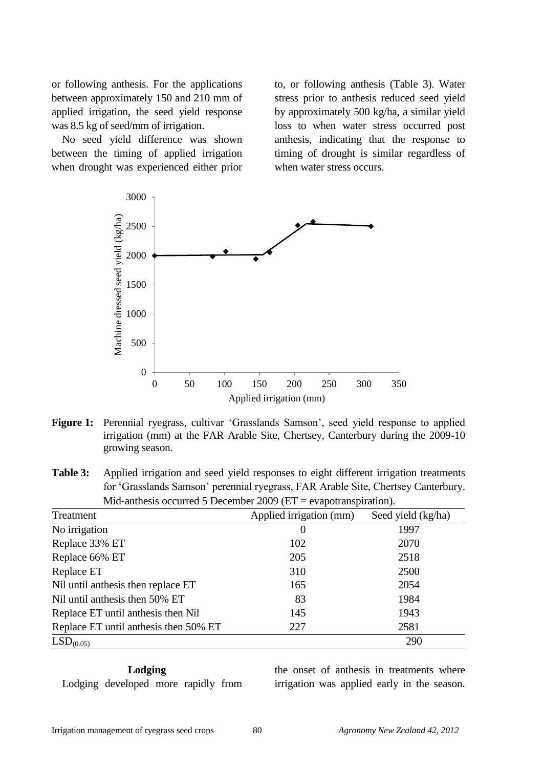or following anthesis. For the applications between approximately 150 and 210 mm of applied irrigation, the seed yield response was 8.5 kg of seed/mm of irrigation.

No seed yield difference was shown between the timing of applied irrigation when drought was experienced either prior to, or following anthesis (Table 3). Water stress prior to anthesis reduced seed yield by approximately 500 kg/ha, a similar yield loss to when water stress occurred post anthesis, indicating that the response to timing of drought is similar regardless of when water stress occurs.

**Figure 1:** Perennial ryegrass, cultivar 'Grasslands Samson', seed yield response to applied irrigation (mm) at the FAR Arable Site, Chertsey, Canterbury during the 2009-10 growing season.

**Table 3:** Applied irrigation and seed yield responses to eight different irrigation treatments for 'Grasslands Samson' perennial ryegrass, FAR Arable Site, Chertsey Canterbury. Mid-anthesis occurred 5 December 2009 (ET = evapotranspiration).

| Treatment | Applied irrigation (mm) | Seed yield (kg/ha) |
|---|---|---|
| No irrigation | 0 | 1997 |
| Replace 33% ET | 102 | 2070 |
| Replace 66% ET | 205 | 2518 |
| Replace ET | 310 | 2500 |
| Nil until anthesis then replace ET | 165 | 2054 |
| Nil until anthesis then 50% ET | 83 | 1984 |
| Replace ET until anthesis then Nil | 145 | 1943 |
| Replace ET until anthesis then 50% ET | 227 | 2581 |
| $LSD_{(0.05)}$ | | 290 |

### Lodging

Lodging developed more rapidly from the onset of anthesis in treatments where irrigation was applied early in the season.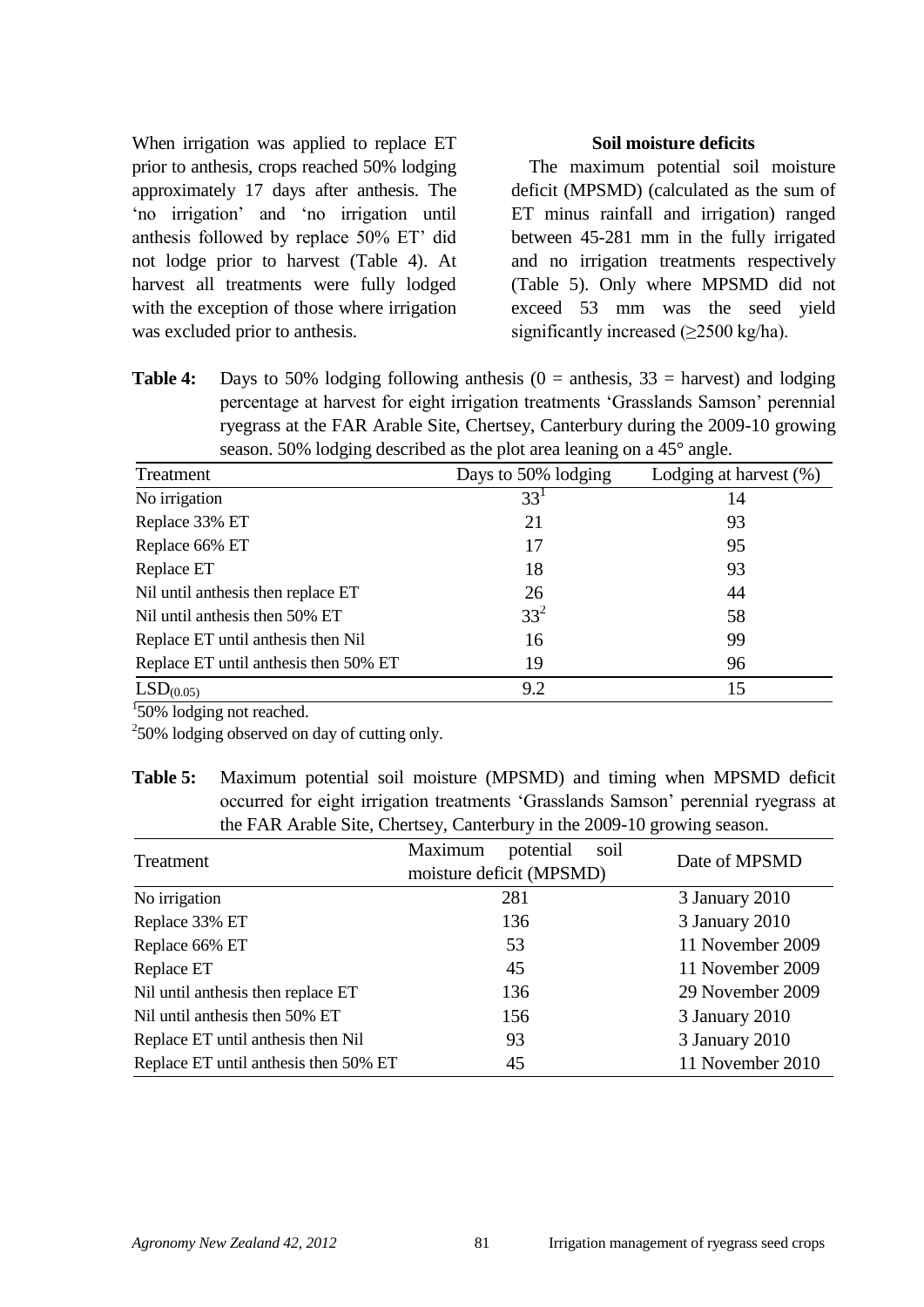When irrigation was applied to replace ET prior to anthesis, crops reached 50% lodging approximately 17 days after anthesis. The 'no irrigation' and 'no irrigation until anthesis followed by replace 50% ET' did not lodge prior to harvest (Table 4). At harvest all treatments were fully lodged with the exception of those where irrigation was excluded prior to anthesis.

### Soil moisture deficits

The maximum potential soil moisture deficit (MPSMD) (calculated as the sum of ET minus rainfall and irrigation) ranged between 45-281 mm in the fully irrigated and no irrigation treatments respectively (Table 5). Only where MPSMD did not exceed 53 mm was the seed yield significantly increased (≥2500 kg/ha).

**Table 4:** Days to 50% lodging following anthesis (0 = anthesis, 33 = harvest) and lodging percentage at harvest for eight irrigation treatments 'Grasslands Samson' perennial ryegrass at the FAR Arable Site, Chertsey, Canterbury during the 2009-10 growing season. 50% lodging described as the plot area leaning on a 45° angle.

| Treatment | Days to 50% lodging | Lodging at harvest (%) |
|---|---|---|
| No irrigation | 33[1] | 14 |
| Replace 33% ET | 21 | 93 |
| Replace 66% ET | 17 | 95 |
| Replace ET | 18 | 93 |
| Nil until anthesis then replace ET | 26 | 44 |
| Nil until anthesis then 50% ET | 33[2] | 58 |
| Replace ET until anthesis then Nil | 16 | 99 |
| Replace ET until anthesis then 50% ET | 19 | 96 |
| $LSD_{(0.05)}$ | 9.2 | 15 |

[1]50% lodging not reached.

[2]50% lodging observed on day of cutting only.

**Table 5:** Maximum potential soil moisture (MPSMD) and timing when MPSMD deficit occurred for eight irrigation treatments 'Grasslands Samson' perennial ryegrass at the FAR Arable Site, Chertsey, Canterbury in the 2009-10 growing season.

| Treatment | Maximum potential soil moisture deficit (MPSMD) | Date of MPSMD |
|---|---|---|
| No irrigation | 281 | 3 January 2010 |
| Replace 33% ET | 136 | 3 January 2010 |
| Replace 66% ET | 53 | 11 November 2009 |
| Replace ET | 45 | 11 November 2009 |
| Nil until anthesis then replace ET | 136 | 29 November 2009 |
| Nil until anthesis then 50% ET | 156 | 3 January 2010 |
| Replace ET until anthesis then Nil | 93 | 3 January 2010 |
| Replace ET until anthesis then 50% ET | 45 | 11 November 2010 |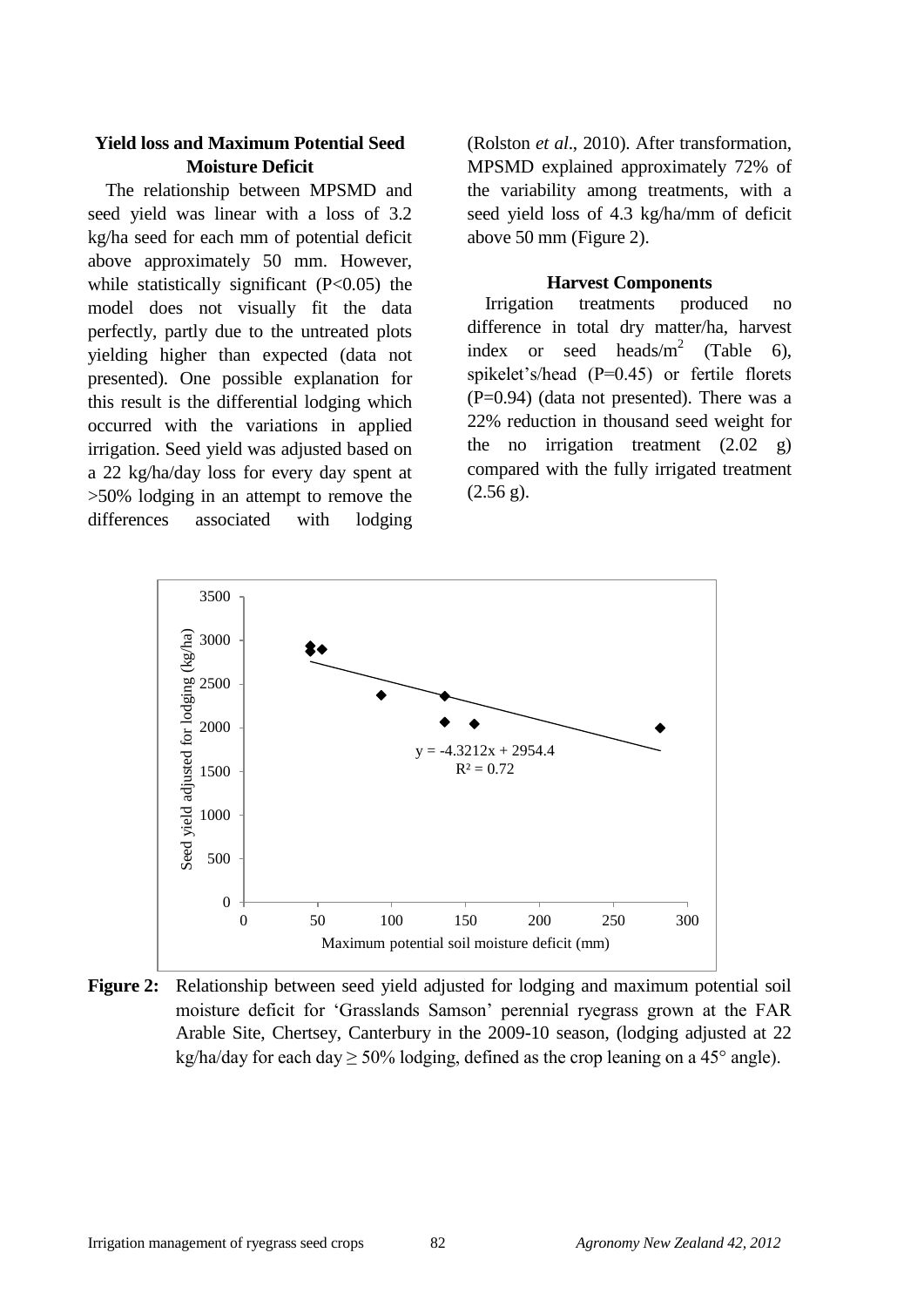### Yield loss and Maximum Potential Seed Moisture Deficit

The relationship between MPSMD and seed yield was linear with a loss of 3.2 kg/ha seed for each mm of potential deficit above approximately 50 mm. However, while statistically significant ($P<0.05$) the model does not visually fit the data perfectly, partly due to the untreated plots yielding higher than expected (data not presented). One possible explanation for this result is the differential lodging which occurred with the variations in applied irrigation. Seed yield was adjusted based on a 22 kg/ha/day loss for every day spent at >50% lodging in an attempt to remove the differences associated with lodging (Rolston *et al*., 2010). After transformation, MPSMD explained approximately 72% of the variability among treatments, with a seed yield loss of 4.3 kg/ha/mm of deficit above 50 mm (Figure 2).

### Harvest Components

Irrigation treatments produced no difference in total dry matter/ha, harvest index or seed heads/$m^2$ (Table 6), spikelet's/head ($P=0.45$) or fertile florets ($P=0.94$) (data not presented). There was a 22% reduction in thousand seed weight for the no irrigation treatment (2.02 g) compared with the fully irrigated treatment (2.56 g).

**Figure 2:** Relationship between seed yield adjusted for lodging and maximum potential soil moisture deficit for 'Grasslands Samson' perennial ryegrass grown at the FAR Arable Site, Chertsey, Canterbury in the 2009-10 season, (lodging adjusted at 22 kg/ha/day for each day ≥ 50% lodging, defined as the crop leaning on a 45° angle).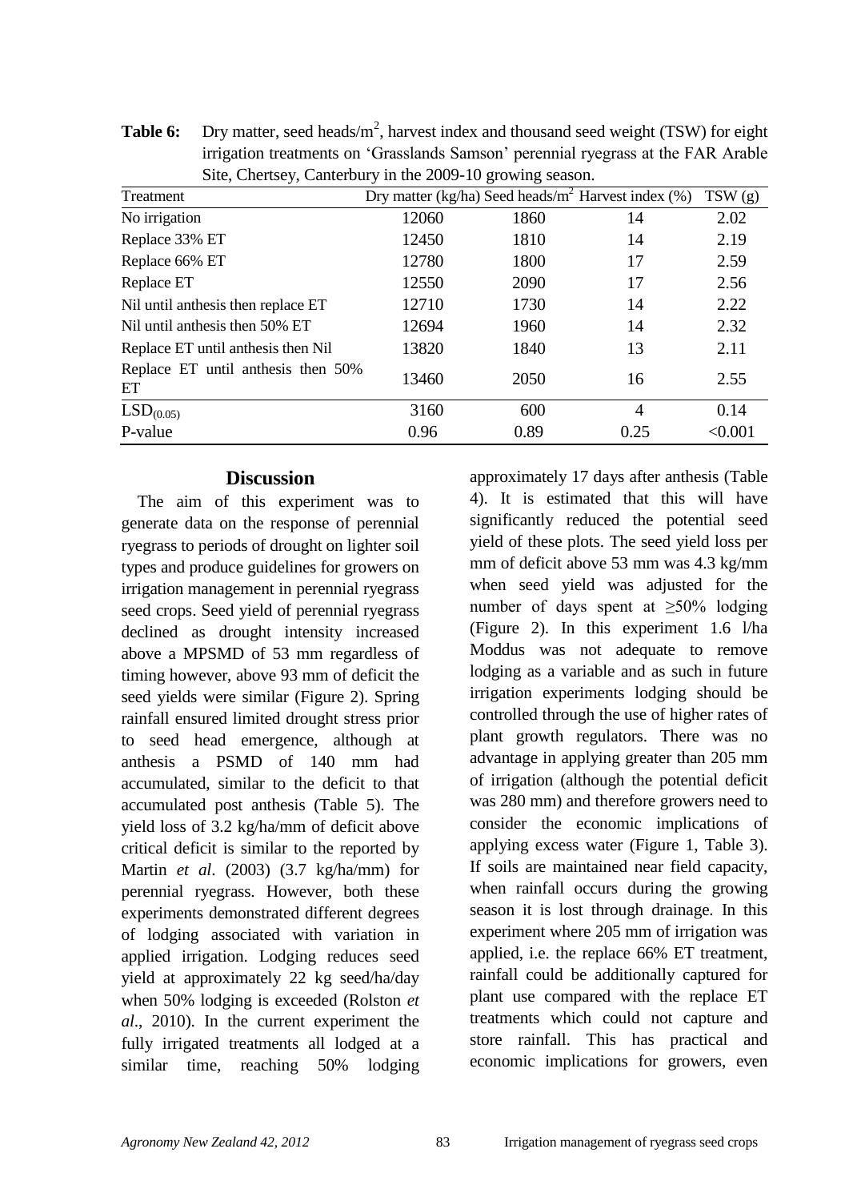**Table 6:** Dry matter, seed heads/m$^2$, harvest index and thousand seed weight (TSW) for eight irrigation treatments on 'Grasslands Samson' perennial ryegrass at the FAR Arable Site, Chertsey, Canterbury in the 2009-10 growing season.

| Treatment | Dry matter (kg/ha) | Seed heads/m$^2$ | Harvest index (%) | TSW (g) |
|---|---|---|---|---|
| No irrigation | 12060 | 1860 | 14 | 2.02 |
| Replace 33% ET | 12450 | 1810 | 14 | 2.19 |
| Replace 66% ET | 12780 | 1800 | 17 | 2.59 |
| Replace ET | 12550 | 2090 | 17 | 2.56 |
| Nil until anthesis then replace ET | 12710 | 1730 | 14 | 2.22 |
| Nil until anthesis then 50% ET | 12694 | 1960 | 14 | 2.32 |
| Replace ET until anthesis then Nil | 13820 | 1840 | 13 | 2.11 |
| Replace ET until anthesis then 50% ET | 13460 | 2050 | 16 | 2.55 |
| $LSD_{(0.05)}$ | 3160 | 600 | 4 | 0.14 |
| P-value | 0.96 | 0.89 | 0.25 | <0.001 |

## Discussion

The aim of this experiment was to generate data on the response of perennial ryegrass to periods of drought on lighter soil types and produce guidelines for growers on irrigation management in perennial ryegrass seed crops. Seed yield of perennial ryegrass declined as drought intensity increased above a MPSMD of 53 mm regardless of timing however, above 93 mm of deficit the seed yields were similar (Figure 2). Spring rainfall ensured limited drought stress prior to seed head emergence, although at anthesis a PSMD of 140 mm had accumulated, similar to the deficit to that accumulated post anthesis (Table 5). The yield loss of 3.2 kg/ha/mm of deficit above critical deficit is similar to the reported by Martin *et al*. (2003) (3.7 kg/ha/mm) for perennial ryegrass. However, both these experiments demonstrated different degrees of lodging associated with variation in applied irrigation. Lodging reduces seed yield at approximately 22 kg seed/ha/day when 50% lodging is exceeded (Rolston *et al*., 2010). In the current experiment the fully irrigated treatments all lodged at a similar time, reaching 50% lodging approximately 17 days after anthesis (Table 4). It is estimated that this will have significantly reduced the potential seed yield of these plots. The seed yield loss per mm of deficit above 53 mm was 4.3 kg/mm when seed yield was adjusted for the number of days spent at ≥50% lodging (Figure 2). In this experiment 1.6 l/ha Moddus was not adequate to remove lodging as a variable and as such in future irrigation experiments lodging should be controlled through the use of higher rates of plant growth regulators. There was no advantage in applying greater than 205 mm of irrigation (although the potential deficit was 280 mm) and therefore growers need to consider the economic implications of applying excess water (Figure 1, Table 3). If soils are maintained near field capacity, when rainfall occurs during the growing season it is lost through drainage. In this experiment where 205 mm of irrigation was applied, i.e. the replace 66% ET treatment, rainfall could be additionally captured for plant use compared with the replace ET treatments which could not capture and store rainfall. This has practical and economic implications for growers, even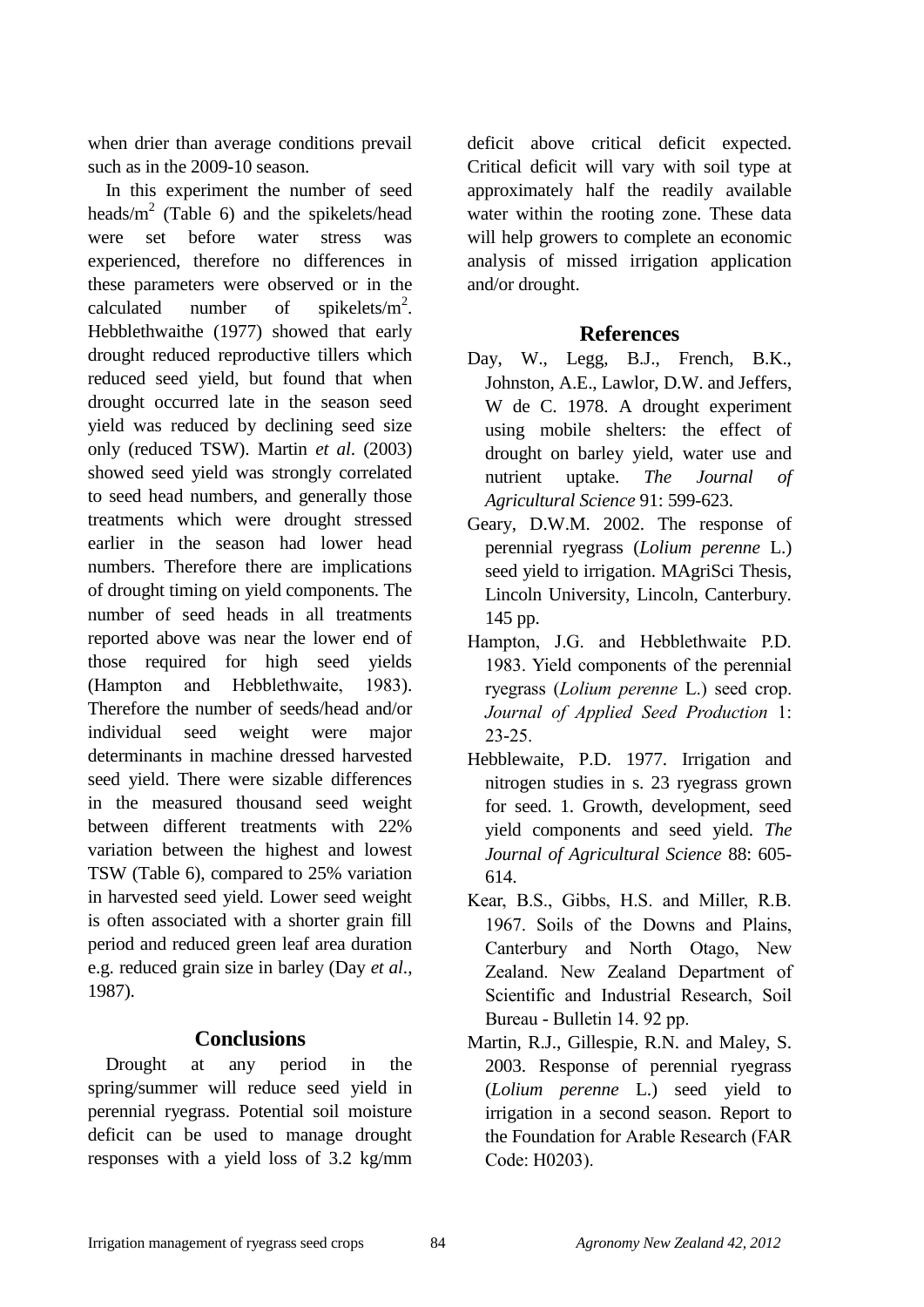when drier than average conditions prevail such as in the 2009-10 season.

In this experiment the number of seed heads/m$^2$ (Table 6) and the spikelets/head were set before water stress was experienced, therefore no differences in these parameters were observed or in the calculated number of spikelets/m$^2$. Hebblethwaithe (1977) showed that early drought reduced reproductive tillers which reduced seed yield, but found that when drought occurred late in the season seed yield was reduced by declining seed size only (reduced TSW). Martin *et al*. (2003) showed seed yield was strongly correlated to seed head numbers, and generally those treatments which were drought stressed earlier in the season had lower head numbers. Therefore there are implications of drought timing on yield components. The number of seed heads in all treatments reported above was near the lower end of those required for high seed yields (Hampton and Hebblethwaite, 1983). Therefore the number of seeds/head and/or individual seed weight were major determinants in machine dressed harvested seed yield. There were sizable differences in the measured thousand seed weight between different treatments with 22% variation between the highest and lowest TSW (Table 6), compared to 25% variation in harvested seed yield. Lower seed weight is often associated with a shorter grain fill period and reduced green leaf area duration e.g. reduced grain size in barley (Day *et al*., 1987).

## Conclusions

Drought at any period in the spring/summer will reduce seed yield in perennial ryegrass. Potential soil moisture deficit can be used to manage drought responses with a yield loss of 3.2 kg/mm deficit above critical deficit expected. Critical deficit will vary with soil type at approximately half the readily available water within the rooting zone. These data will help growers to complete an economic analysis of missed irrigation application and/or drought.

## References

Day, W., Legg, B.J., French, B.K., Johnston, A.E., Lawlor, D.W. and Jeffers, W de C. 1978. A drought experiment using mobile shelters: the effect of drought on barley yield, water use and nutrient uptake. *The Journal of Agricultural Science* 91: 599-623.

Geary, D.W.M. 2002. The response of perennial ryegrass (*Lolium perenne* L.) seed yield to irrigation. MAgriSci Thesis, Lincoln University, Lincoln, Canterbury. 145 pp.

Hampton, J.G. and Hebblethwaite P.D. 1983. Yield components of the perennial ryegrass (*Lolium perenne* L.) seed crop. *Journal of Applied Seed Production* 1: 23-25.

Hebblewaite, P.D. 1977. Irrigation and nitrogen studies in s. 23 ryegrass grown for seed. 1. Growth, development, seed yield components and seed yield. *The Journal of Agricultural Science* 88: 605-614.

Kear, B.S., Gibbs, H.S. and Miller, R.B. 1967. Soils of the Downs and Plains, Canterbury and North Otago, New Zealand. New Zealand Department of Scientific and Industrial Research, Soil Bureau - Bulletin 14. 92 pp.

Martin, R.J., Gillespie, R.N. and Maley, S. 2003. Response of perennial ryegrass (*Lolium perenne* L.) seed yield to irrigation in a second season. Report to the Foundation for Arable Research (FAR Code: H0203).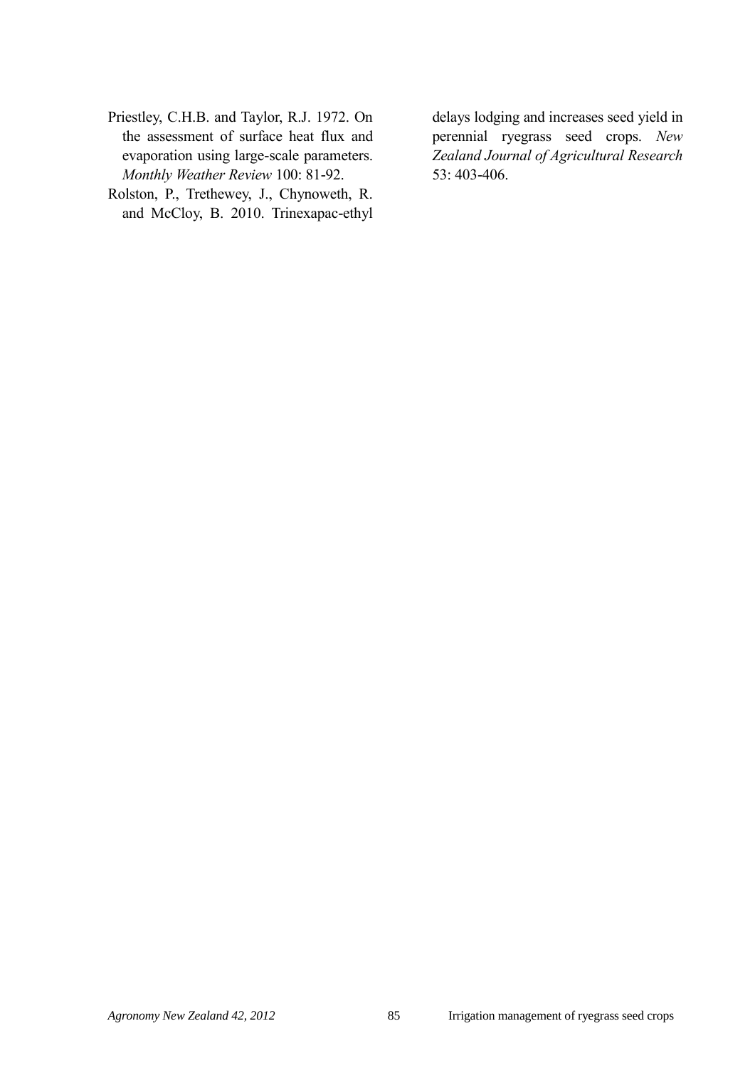Priestley, C.H.B. and Taylor, R.J. 1972. On the assessment of surface heat flux and evaporation using large-scale parameters. *Monthly Weather Review* 100: 81-92.

Rolston, P., Trethewey, J., Chynoweth, R. and McCloy, B. 2010. Trinexapac-ethyl delays lodging and increases seed yield in perennial ryegrass seed crops. *New Zealand Journal of Agricultural Research* 53: 403-406.